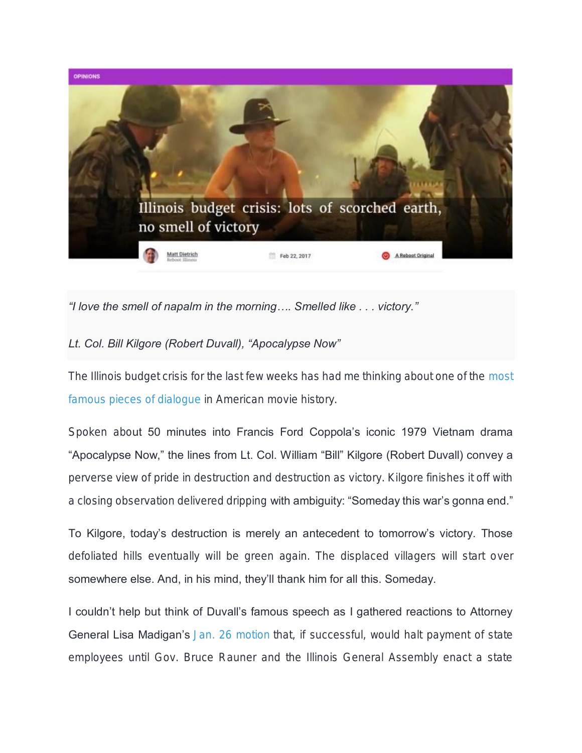OPINIONS

# Illinois budget crisis: lots of scorched earth, no smell of victory

Matt Dietrich
Reboot Illinois

Feb 22, 2017

A Reboot Original

*"I love the smell of napalm in the morning…. Smelled like . . . victory."*

*Lt. Col. Bill Kilgore (Robert Duvall), "Apocalypse Now"*

The Illinois budget crisis for the last few weeks has had me thinking about one of the most famous pieces of dialogue in American movie history.

Spoken about 50 minutes into Francis Ford Coppola's iconic 1979 Vietnam drama "Apocalypse Now," the lines from Lt. Col. William "Bill" Kilgore (Robert Duvall) convey a perverse view of pride in destruction and destruction as victory. Kilgore finishes it off with a closing observation delivered dripping with ambiguity: "Someday this war's gonna end."

To Kilgore, today's destruction is merely an antecedent to tomorrow's victory. Those defoliated hills eventually will be green again. The displaced villagers will start over somewhere else. And, in his mind, they'll thank him for all this. Someday.

I couldn't help but think of Duvall's famous speech as I gathered reactions to Attorney General Lisa Madigan's Jan. 26 motion that, if successful, would halt payment of state employees until Gov. Bruce Rauner and the Illinois General Assembly enact a state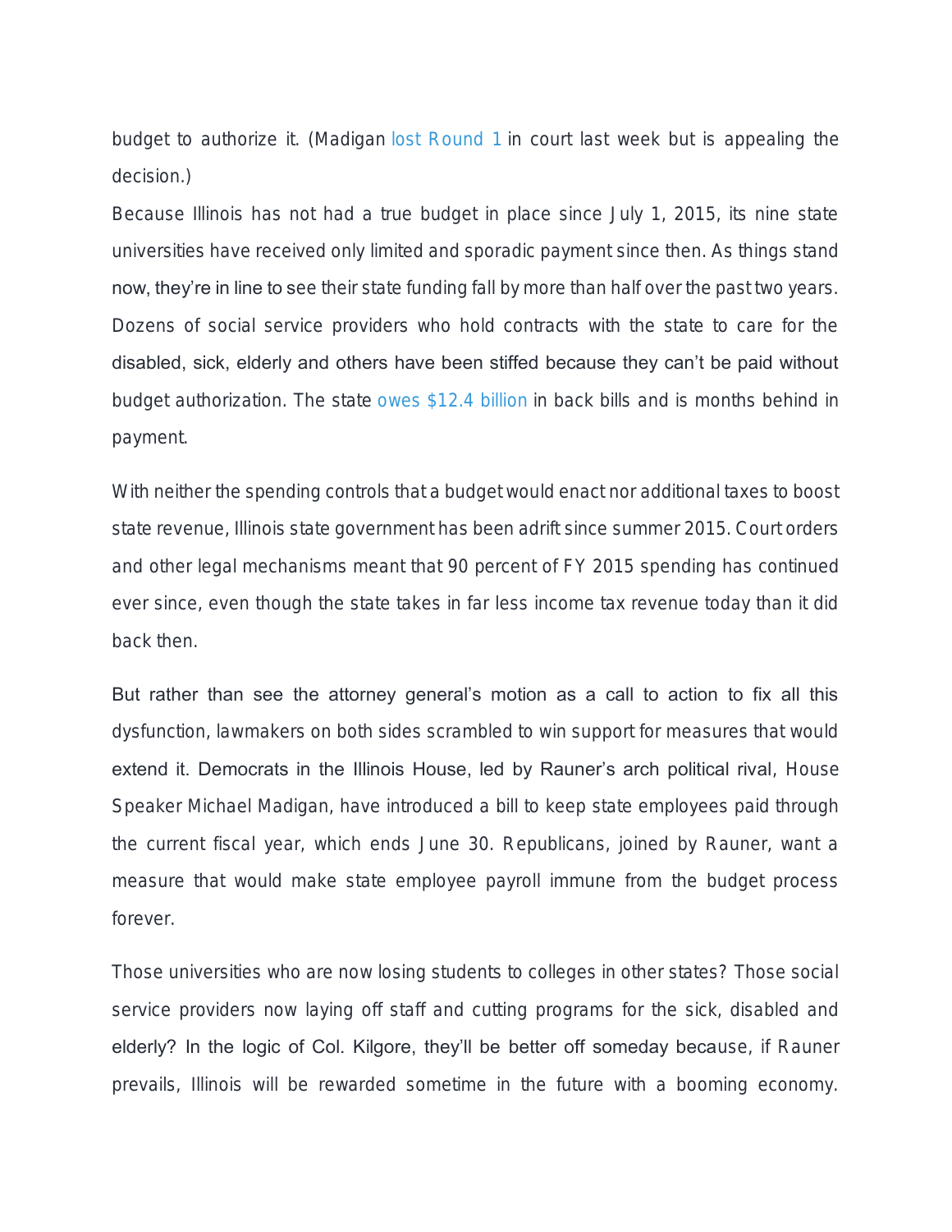budget to authorize it. (Madigan lost Round 1 in court last week but is appealing the decision.)

Because Illinois has not had a true budget in place since July 1, 2015, its nine state universities have received only limited and sporadic payment since then. As things stand now, they're in line to see their state funding fall by more than half over the past two years. Dozens of social service providers who hold contracts with the state to care for the disabled, sick, elderly and others have been stiffed because they can't be paid without budget authorization. The state owes $12.4 billion in back bills and is months behind in payment.

With neither the spending controls that a budget would enact nor additional taxes to boost state revenue, Illinois state government has been adrift since summer 2015. Court orders and other legal mechanisms meant that 90 percent of FY 2015 spending has continued ever since, even though the state takes in far less income tax revenue today than it did back then.

But rather than see the attorney general's motion as a call to action to fix all this dysfunction, lawmakers on both sides scrambled to win support for measures that would extend it. Democrats in the Illinois House, led by Rauner's arch political rival, House Speaker Michael Madigan, have introduced a bill to keep state employees paid through the current fiscal year, which ends June 30. Republicans, joined by Rauner, want a measure that would make state employee payroll immune from the budget process forever.

Those universities who are now losing students to colleges in other states? Those social service providers now laying off staff and cutting programs for the sick, disabled and elderly? In the logic of Col. Kilgore, they'll be better off someday because, if Rauner prevails, Illinois will be rewarded sometime in the future with a booming economy.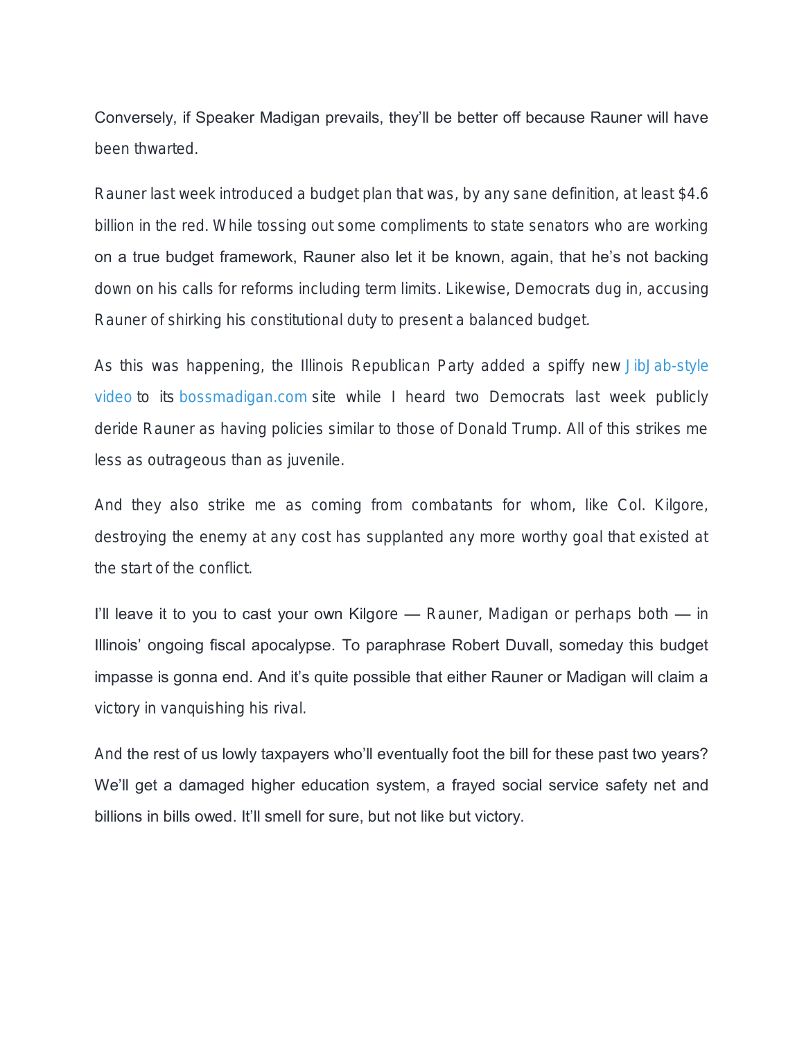Conversely, if Speaker Madigan prevails, they'll be better off because Rauner will have been thwarted.

Rauner last week introduced a budget plan that was, by any sane definition, at least $4.6 billion in the red. While tossing out some compliments to state senators who are working on a true budget framework, Rauner also let it be known, again, that he's not backing down on his calls for reforms including term limits. Likewise, Democrats dug in, accusing Rauner of shirking his constitutional duty to present a balanced budget.

As this was happening, the Illinois Republican Party added a spiffy new JibJab-style video to its bossmadigan.com site while I heard two Democrats last week publicly deride Rauner as having policies similar to those of Donald Trump. All of this strikes me less as outrageous than as juvenile.

And they also strike me as coming from combatants for whom, like Col. Kilgore, destroying the enemy at any cost has supplanted any more worthy goal that existed at the start of the conflict.

I'll leave it to you to cast your own Kilgore — Rauner, Madigan or perhaps both — in Illinois' ongoing fiscal apocalypse. To paraphrase Robert Duvall, someday this budget impasse is gonna end. And it's quite possible that either Rauner or Madigan will claim a victory in vanquishing his rival.

And the rest of us lowly taxpayers who'll eventually foot the bill for these past two years? We'll get a damaged higher education system, a frayed social service safety net and billions in bills owed. It'll smell for sure, but not like but victory.